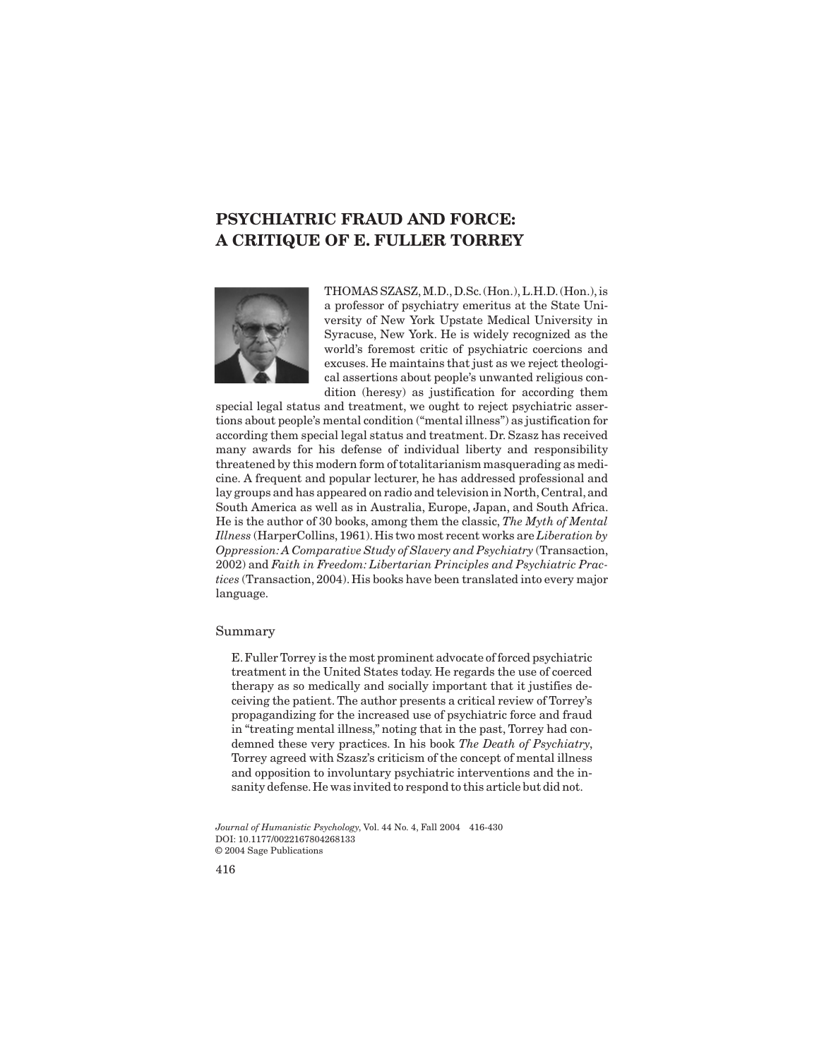# PSYCHIATRIC FRAUD AND FORCE: A CRITIQUE OF E. FULLER TORREY

THOMAS SZASZ, M.D., D.Sc. (Hon.), L.H.D. (Hon.), is a professor of psychiatry emeritus at the State University of New York Upstate Medical University in Syracuse, New York. He is widely recognized as the world's foremost critic of psychiatric coercions and excuses. He maintains that just as we reject theological assertions about people's unwanted religious condition (heresy) as justification for according them special legal status and treatment, we ought to reject psychiatric assertions about people's mental condition ("mental illness") as justification for according them special legal status and treatment. Dr. Szasz has received many awards for his defense of individual liberty and responsibility threatened by this modern form of totalitarianism masquerading as medicine. A frequent and popular lecturer, he has addressed professional and lay groups and has appeared on radio and television in North, Central, and South America as well as in Australia, Europe, Japan, and South Africa. He is the author of 30 books, among them the classic, *The Myth of Mental Illness* (HarperCollins, 1961). His two most recent works are *Liberation by Oppression: A Comparative Study of Slavery and Psychiatry* (Transaction, 2002) and *Faith in Freedom: Libertarian Principles and Psychiatric Practices* (Transaction, 2004). His books have been translated into every major language.

## Summary

E. Fuller Torrey is the most prominent advocate of forced psychiatric treatment in the United States today. He regards the use of coerced therapy as so medically and socially important that it justifies deceiving the patient. The author presents a critical review of Torrey's propagandizing for the increased use of psychiatric force and fraud in "treating mental illness," noting that in the past, Torrey had condemned these very practices. In his book *The Death of Psychiatry*, Torrey agreed with Szasz's criticism of the concept of mental illness and opposition to involuntary psychiatric interventions and the insanity defense. He was invited to respond to this article but did not.

*Journal of Humanistic Psychology*, Vol. 44 No. 4, Fall 2004 416-430
DOI: 10.1177/0022167804268133
© 2004 Sage Publications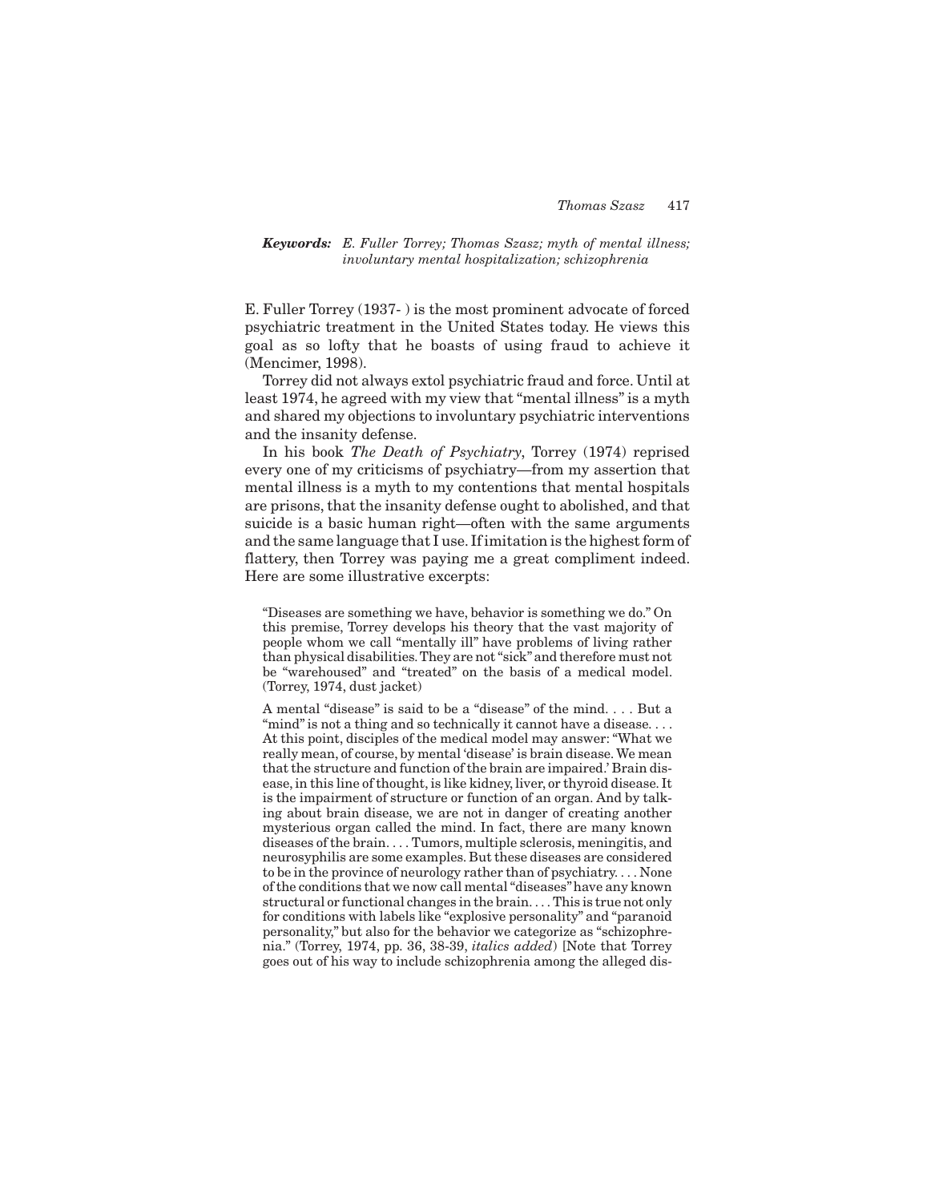***Keywords:*** *E. Fuller Torrey; Thomas Szasz; myth of mental illness; involuntary mental hospitalization; schizophrenia*

E. Fuller Torrey (1937- ) is the most prominent advocate of forced psychiatric treatment in the United States today. He views this goal as so lofty that he boasts of using fraud to achieve it (Mencimer, 1998).

Torrey did not always extol psychiatric fraud and force. Until at least 1974, he agreed with my view that "mental illness" is a myth and shared my objections to involuntary psychiatric interventions and the insanity defense.

In his book *The Death of Psychiatry*, Torrey (1974) reprised every one of my criticisms of psychiatry—from my assertion that mental illness is a myth to my contentions that mental hospitals are prisons, that the insanity defense ought to abolished, and that suicide is a basic human right—often with the same arguments and the same language that I use. If imitation is the highest form of flattery, then Torrey was paying me a great compliment indeed. Here are some illustrative excerpts:

> "Diseases are something we have, behavior is something we do." On this premise, Torrey develops his theory that the vast majority of people whom we call "mentally ill" have problems of living rather than physical disabilities. They are not "sick" and therefore must not be "warehoused" and "treated" on the basis of a medical model. (Torrey, 1974, dust jacket)

> A mental "disease" is said to be a "disease" of the mind. . . . But a "mind" is not a thing and so technically it cannot have a disease. . . . At this point, disciples of the medical model may answer: "What we really mean, of course, by mental 'disease' is brain disease. We mean that the structure and function of the brain are impaired.' Brain disease, in this line of thought, is like kidney, liver, or thyroid disease. It is the impairment of structure or function of an organ. And by talking about brain disease, we are not in danger of creating another mysterious organ called the mind. In fact, there are many known diseases of the brain. . . . Tumors, multiple sclerosis, meningitis, and neurosyphilis are some examples. But these diseases are considered to be in the province of neurology rather than of psychiatry. . . . None of the conditions that we now call mental "diseases" have any known structural or functional changes in the brain. . . . This is true not only for conditions with labels like "explosive personality" and "paranoid personality," but also for the behavior we categorize as "schizophrenia." (Torrey, 1974, pp. 36, 38-39, *italics added*) [Note that Torrey goes out of his way to include schizophrenia among the alleged dis-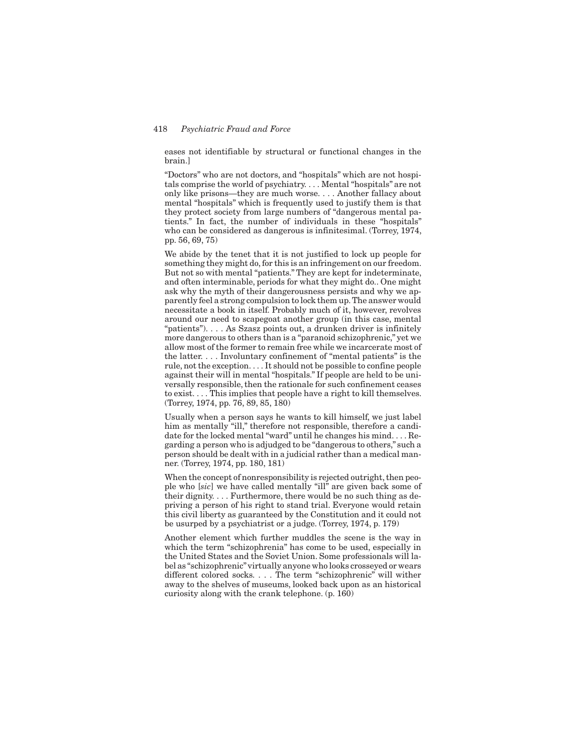eases not identifiable by structural or functional changes in the brain.]

"Doctors" who are not doctors, and "hospitals" which are not hospitals comprise the world of psychiatry. . . . Mental "hospitals" are not only like prisons—they are much worse. . . . Another fallacy about mental "hospitals" which is frequently used to justify them is that they protect society from large numbers of "dangerous mental patients." In fact, the number of individuals in these "hospitals" who can be considered as dangerous is infinitesimal. (Torrey, 1974, pp. 56, 69, 75)

We abide by the tenet that it is not justified to lock up people for something they might do, for this is an infringement on our freedom. But not so with mental "patients." They are kept for indeterminate, and often interminable, periods for what they might do.. One might ask why the myth of their dangerousness persists and why we apparently feel a strong compulsion to lock them up. The answer would necessitate a book in itself. Probably much of it, however, revolves around our need to scapegoat another group (in this case, mental "patients"). . . . As Szasz points out, a drunken driver is infinitely more dangerous to others than is a "paranoid schizophrenic," yet we allow most of the former to remain free while we incarcerate most of the latter. . . . Involuntary confinement of "mental patients" is the rule, not the exception. . . . It should not be possible to confine people against their will in mental "hospitals." If people are held to be universally responsible, then the rationale for such confinement ceases to exist. . . . This implies that people have a right to kill themselves. (Torrey, 1974, pp. 76, 89, 85, 180)

Usually when a person says he wants to kill himself, we just label him as mentally "ill," therefore not responsible, therefore a candidate for the locked mental "ward" until he changes his mind. . . . Regarding a person who is adjudged to be "dangerous to others," such a person should be dealt with in a judicial rather than a medical manner. (Torrey, 1974, pp. 180, 181)

When the concept of nonresponsibility is rejected outright, then people who [*sic*] we have called mentally "ill" are given back some of their dignity. . . . Furthermore, there would be no such thing as depriving a person of his right to stand trial. Everyone would retain this civil liberty as guaranteed by the Constitution and it could not be usurped by a psychiatrist or a judge. (Torrey, 1974, p. 179)

Another element which further muddles the scene is the way in which the term "schizophrenia" has come to be used, especially in the United States and the Soviet Union. Some professionals will label as "schizophrenic" virtually anyone who looks crosseyed or wears different colored socks. . . . The term "schizophrenic" will wither away to the shelves of museums, looked back upon as an historical curiosity along with the crank telephone. (p. 160)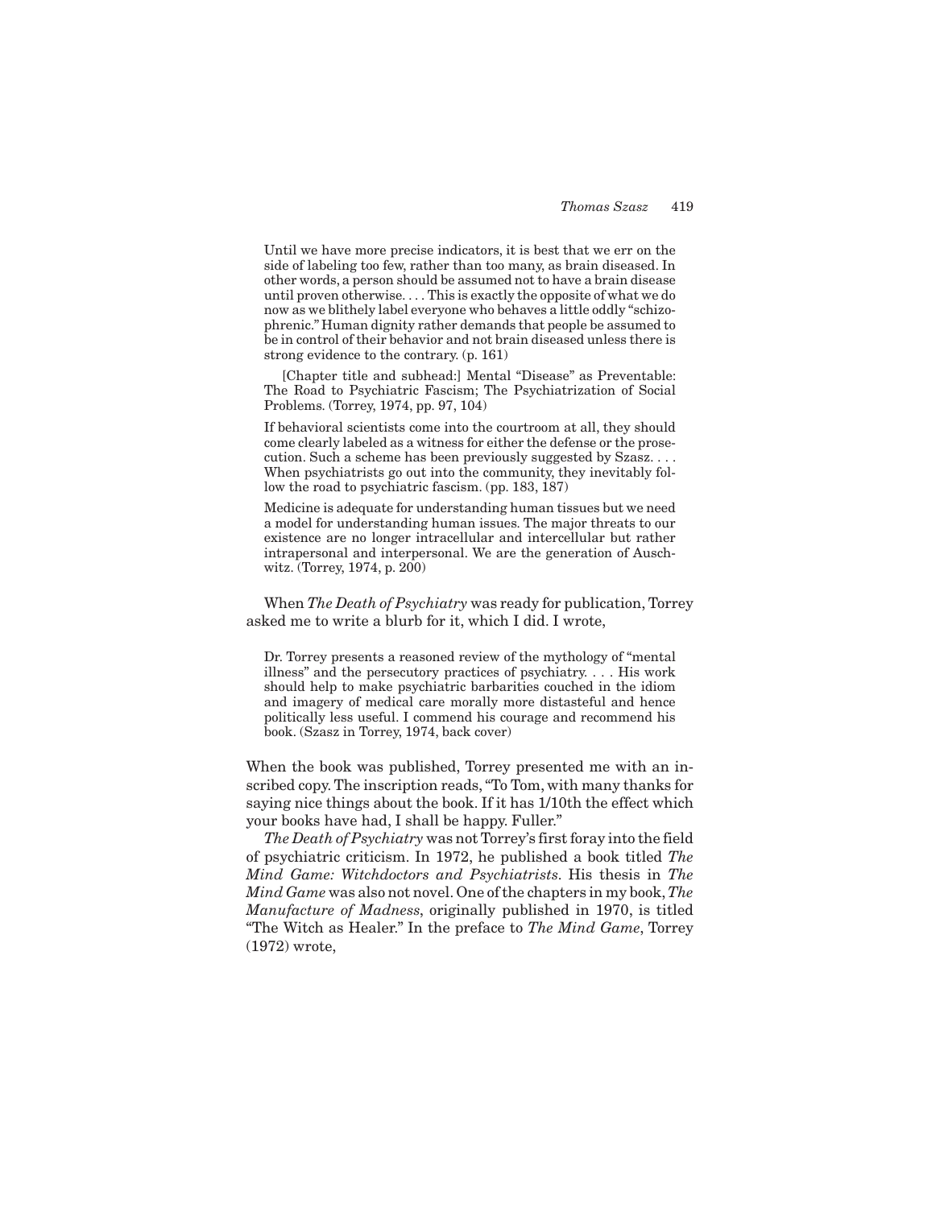> Until we have more precise indicators, it is best that we err on the side of labeling too few, rather than too many, as brain diseased. In other words, a person should be assumed not to have a brain disease until proven otherwise. . . . This is exactly the opposite of what we do now as we blithely label everyone who behaves a little oddly "schizophrenic." Human dignity rather demands that people be assumed to be in control of their behavior and not brain diseased unless there is strong evidence to the contrary. (p. 161)
>
> [Chapter title and subhead:] Mental "Disease" as Preventable: The Road to Psychiatric Fascism; The Psychiatrization of Social Problems. (Torrey, 1974, pp. 97, 104)
>
> If behavioral scientists come into the courtroom at all, they should come clearly labeled as a witness for either the defense or the prosecution. Such a scheme has been previously suggested by Szasz. . . . When psychiatrists go out into the community, they inevitably follow the road to psychiatric fascism. (pp. 183, 187)
>
> Medicine is adequate for understanding human tissues but we need a model for understanding human issues. The major threats to our existence are no longer intracellular and intercellular but rather intrapersonal and interpersonal. We are the generation of Auschwitz. (Torrey, 1974, p. 200)

When *The Death of Psychiatry* was ready for publication, Torrey asked me to write a blurb for it, which I did. I wrote,

> Dr. Torrey presents a reasoned review of the mythology of "mental illness" and the persecutory practices of psychiatry. . . . His work should help to make psychiatric barbarities couched in the idiom and imagery of medical care morally more distasteful and hence politically less useful. I commend his courage and recommend his book. (Szasz in Torrey, 1974, back cover)

When the book was published, Torrey presented me with an inscribed copy. The inscription reads, "To Tom, with many thanks for saying nice things about the book. If it has 1/10th the effect which your books have had, I shall be happy. Fuller."

*The Death of Psychiatry* was not Torrey's first foray into the field of psychiatric criticism. In 1972, he published a book titled *The Mind Game: Witchdoctors and Psychiatrists*. His thesis in *The Mind Game* was also not novel. One of the chapters in my book, *The Manufacture of Madness*, originally published in 1970, is titled "The Witch as Healer." In the preface to *The Mind Game*, Torrey (1972) wrote,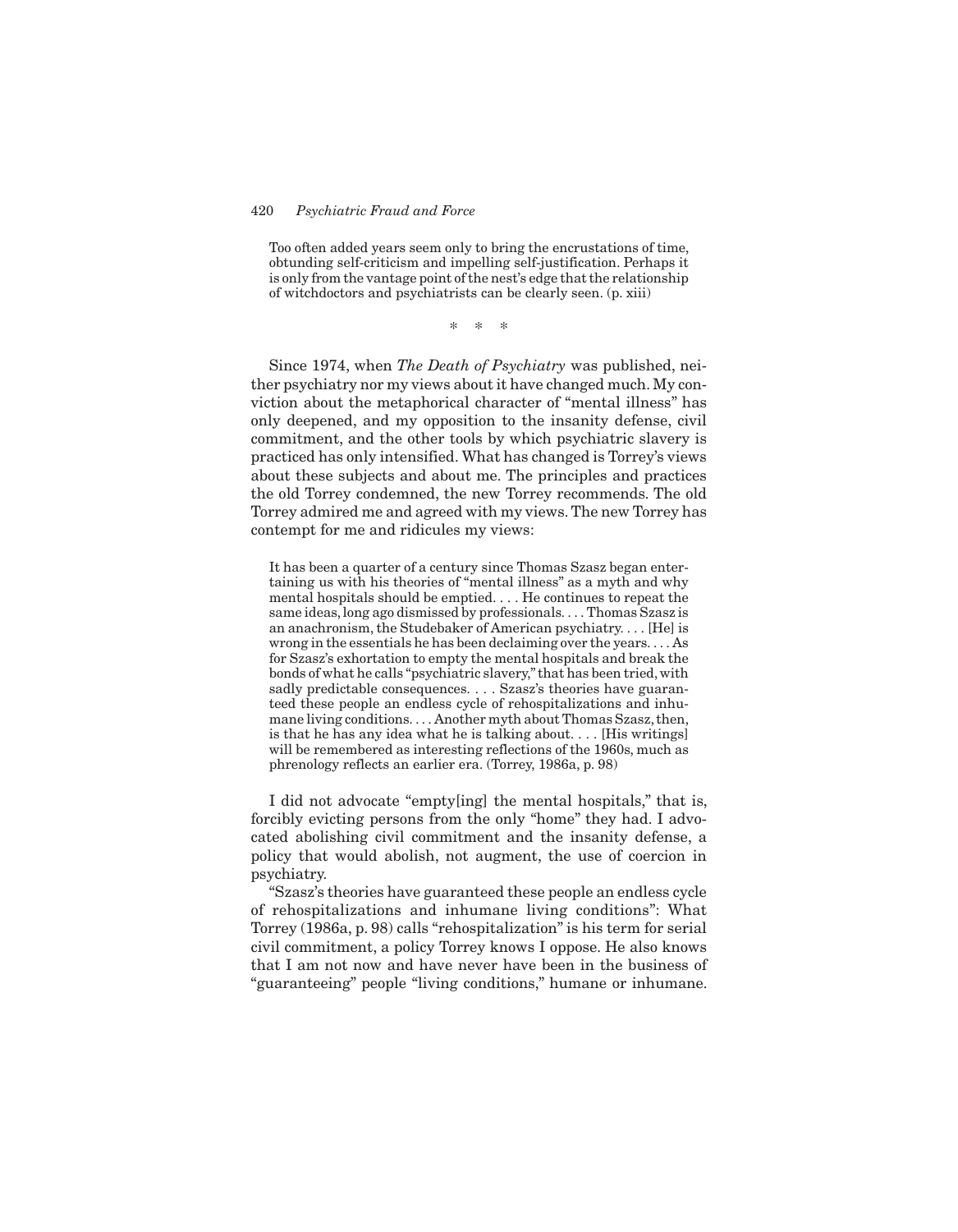> Too often added years seem only to bring the encrustations of time, obtunding self-criticism and impelling self-justification. Perhaps it is only from the vantage point of the nest's edge that the relationship of witchdoctors and psychiatrists can be clearly seen. (p. xiii)

\* \* \*

Since 1974, when *The Death of Psychiatry* was published, neither psychiatry nor my views about it have changed much. My conviction about the metaphorical character of "mental illness" has only deepened, and my opposition to the insanity defense, civil commitment, and the other tools by which psychiatric slavery is practiced has only intensified. What has changed is Torrey's views about these subjects and about me. The principles and practices the old Torrey condemned, the new Torrey recommends. The old Torrey admired me and agreed with my views. The new Torrey has contempt for me and ridicules my views:

> It has been a quarter of a century since Thomas Szasz began entertaining us with his theories of "mental illness" as a myth and why mental hospitals should be emptied. . . . He continues to repeat the same ideas, long ago dismissed by professionals. . . . Thomas Szasz is an anachronism, the Studebaker of American psychiatry. . . . [He] is wrong in the essentials he has been declaiming over the years. . . . As for Szasz's exhortation to empty the mental hospitals and break the bonds of what he calls "psychiatric slavery," that has been tried, with sadly predictable consequences. . . . Szasz's theories have guaranteed these people an endless cycle of rehospitalizations and inhumane living conditions. . . . Another myth about Thomas Szasz, then, is that he has any idea what he is talking about. . . . [His writings] will be remembered as interesting reflections of the 1960s, much as phrenology reflects an earlier era. (Torrey, 1986a, p. 98)

I did not advocate "empty[ing] the mental hospitals," that is, forcibly evicting persons from the only "home" they had. I advocated abolishing civil commitment and the insanity defense, a policy that would abolish, not augment, the use of coercion in psychiatry.

"Szasz's theories have guaranteed these people an endless cycle of rehospitalizations and inhumane living conditions": What Torrey (1986a, p. 98) calls "rehospitalization" is his term for serial civil commitment, a policy Torrey knows I oppose. He also knows that I am not now and have never have been in the business of "guaranteeing" people "living conditions," humane or inhumane.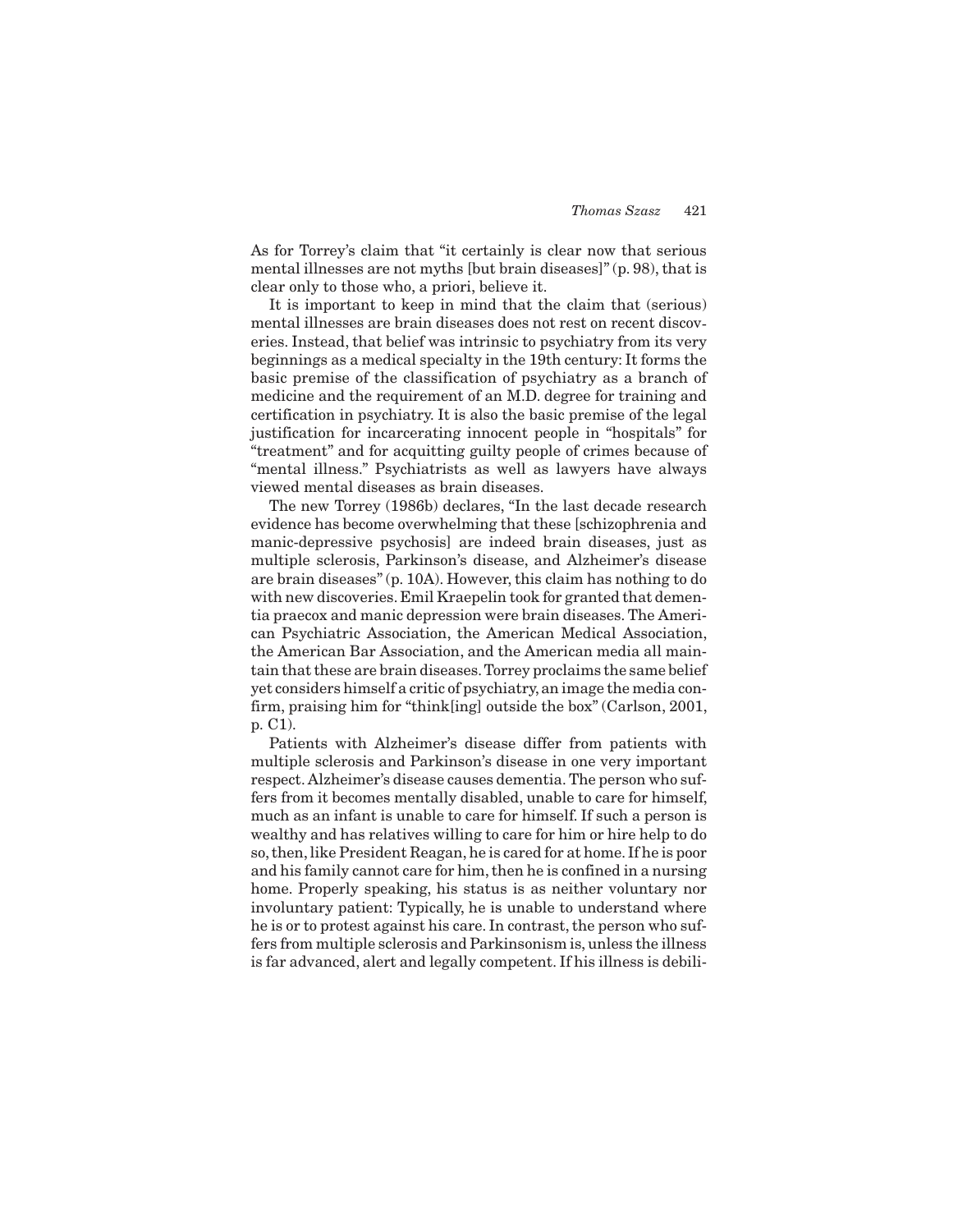As for Torrey's claim that "it certainly is clear now that serious mental illnesses are not myths [but brain diseases]" (p. 98), that is clear only to those who, a priori, believe it.

It is important to keep in mind that the claim that (serious) mental illnesses are brain diseases does not rest on recent discoveries. Instead, that belief was intrinsic to psychiatry from its very beginnings as a medical specialty in the 19th century: It forms the basic premise of the classification of psychiatry as a branch of medicine and the requirement of an M.D. degree for training and certification in psychiatry. It is also the basic premise of the legal justification for incarcerating innocent people in "hospitals" for "treatment" and for acquitting guilty people of crimes because of "mental illness." Psychiatrists as well as lawyers have always viewed mental diseases as brain diseases.

The new Torrey (1986b) declares, "In the last decade research evidence has become overwhelming that these [schizophrenia and manic-depressive psychosis] are indeed brain diseases, just as multiple sclerosis, Parkinson's disease, and Alzheimer's disease are brain diseases" (p. 10A). However, this claim has nothing to do with new discoveries. Emil Kraepelin took for granted that dementia praecox and manic depression were brain diseases. The American Psychiatric Association, the American Medical Association, the American Bar Association, and the American media all maintain that these are brain diseases. Torrey proclaims the same belief yet considers himself a critic of psychiatry, an image the media confirm, praising him for "think[ing] outside the box" (Carlson, 2001, p. C1).

Patients with Alzheimer's disease differ from patients with multiple sclerosis and Parkinson's disease in one very important respect. Alzheimer's disease causes dementia. The person who suffers from it becomes mentally disabled, unable to care for himself, much as an infant is unable to care for himself. If such a person is wealthy and has relatives willing to care for him or hire help to do so, then, like President Reagan, he is cared for at home. If he is poor and his family cannot care for him, then he is confined in a nursing home. Properly speaking, his status is as neither voluntary nor involuntary patient: Typically, he is unable to understand where he is or to protest against his care. In contrast, the person who suffers from multiple sclerosis and Parkinsonism is, unless the illness is far advanced, alert and legally competent. If his illness is debili-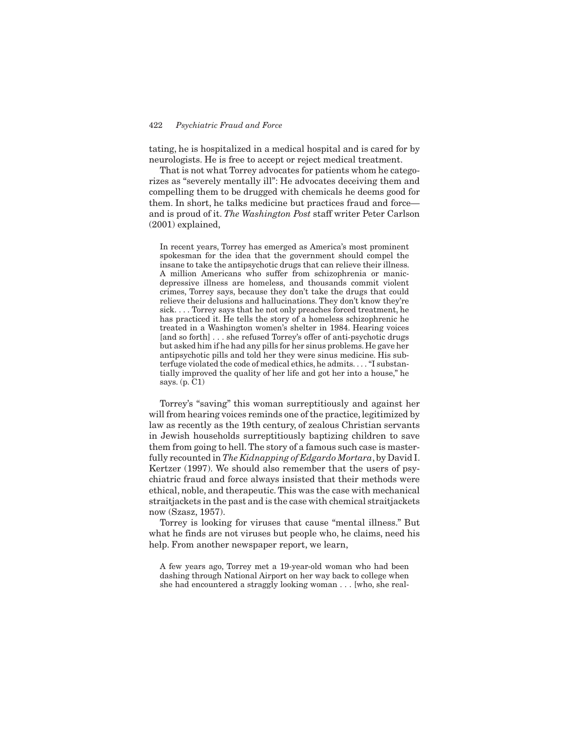tating, he is hospitalized in a medical hospital and is cared for by neurologists. He is free to accept or reject medical treatment.

That is not what Torrey advocates for patients whom he categorizes as "severely mentally ill": He advocates deceiving them and compelling them to be drugged with chemicals he deems good for them. In short, he talks medicine but practices fraud and force—and is proud of it. *The Washington Post* staff writer Peter Carlson (2001) explained,

> In recent years, Torrey has emerged as America's most prominent spokesman for the idea that the government should compel the insane to take the antipsychotic drugs that can relieve their illness. A million Americans who suffer from schizophrenia or manic-depressive illness are homeless, and thousands commit violent crimes, Torrey says, because they don't take the drugs that could relieve their delusions and hallucinations. They don't know they're sick. . . . Torrey says that he not only preaches forced treatment, he has practiced it. He tells the story of a homeless schizophrenic he treated in a Washington women's shelter in 1984. Hearing voices [and so forth] . . . she refused Torrey's offer of anti-psychotic drugs but asked him if he had any pills for her sinus problems. He gave her antipsychotic pills and told her they were sinus medicine. His subterfuge violated the code of medical ethics, he admits. . . . "I substantially improved the quality of her life and got her into a house," he says. (p. C1)

Torrey's "saving" this woman surreptitiously and against her will from hearing voices reminds one of the practice, legitimized by law as recently as the 19th century, of zealous Christian servants in Jewish households surreptitiously baptizing children to save them from going to hell. The story of a famous such case is masterfully recounted in *The Kidnapping of Edgardo Mortara*, by David I. Kertzer (1997). We should also remember that the users of psychiatric fraud and force always insisted that their methods were ethical, noble, and therapeutic. This was the case with mechanical straitjackets in the past and is the case with chemical straitjackets now (Szasz, 1957).

Torrey is looking for viruses that cause "mental illness." But what he finds are not viruses but people who, he claims, need his help. From another newspaper report, we learn,

> A few years ago, Torrey met a 19-year-old woman who had been dashing through National Airport on her way back to college when she had encountered a straggly looking woman . . . [who, she real-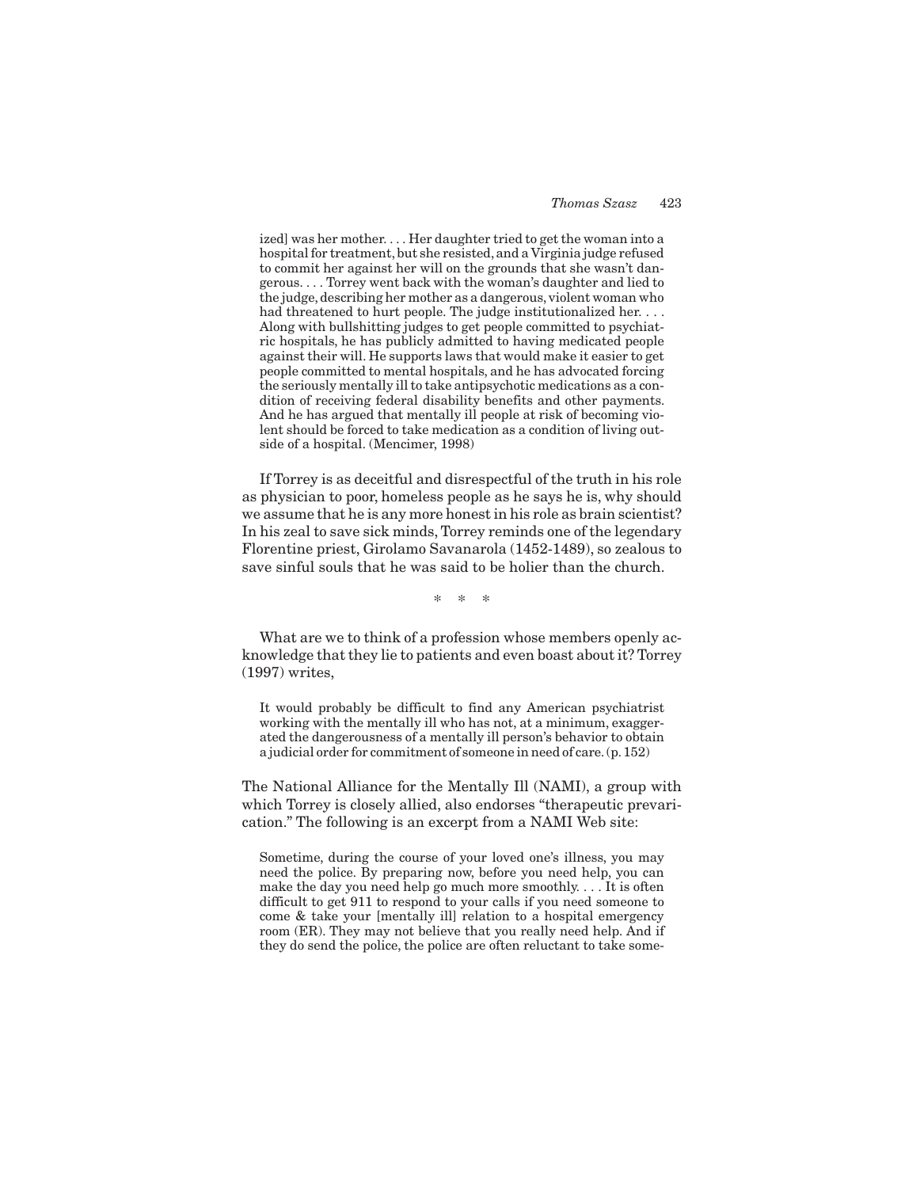ized] was her mother. . . . Her daughter tried to get the woman into a hospital for treatment, but she resisted, and a Virginia judge refused to commit her against her will on the grounds that she wasn't dangerous. . . . Torrey went back with the woman's daughter and lied to the judge, describing her mother as a dangerous, violent woman who had threatened to hurt people. The judge institutionalized her. . . . Along with bullshitting judges to get people committed to psychiatric hospitals, he has publicly admitted to having medicated people against their will. He supports laws that would make it easier to get people committed to mental hospitals, and he has advocated forcing the seriously mentally ill to take antipsychotic medications as a condition of receiving federal disability benefits and other payments. And he has argued that mentally ill people at risk of becoming violent should be forced to take medication as a condition of living outside of a hospital. (Mencimer, 1998)

If Torrey is as deceitful and disrespectful of the truth in his role as physician to poor, homeless people as he says he is, why should we assume that he is any more honest in his role as brain scientist? In his zeal to save sick minds, Torrey reminds one of the legendary Florentine priest, Girolamo Savanarola (1452-1489), so zealous to save sinful souls that he was said to be holier than the church.

\* \* \*

What are we to think of a profession whose members openly acknowledge that they lie to patients and even boast about it? Torrey (1997) writes,

> It would probably be difficult to find any American psychiatrist working with the mentally ill who has not, at a minimum, exaggerated the dangerousness of a mentally ill person's behavior to obtain a judicial order for commitment of someone in need of care. (p. 152)

The National Alliance for the Mentally Ill (NAMI), a group with which Torrey is closely allied, also endorses "therapeutic prevarication." The following is an excerpt from a NAMI Web site:

> Sometime, during the course of your loved one's illness, you may need the police. By preparing now, before you need help, you can make the day you need help go much more smoothly. . . . It is often difficult to get 911 to respond to your calls if you need someone to come & take your [mentally ill] relation to a hospital emergency room (ER). They may not believe that you really need help. And if they do send the police, the police are often reluctant to take some-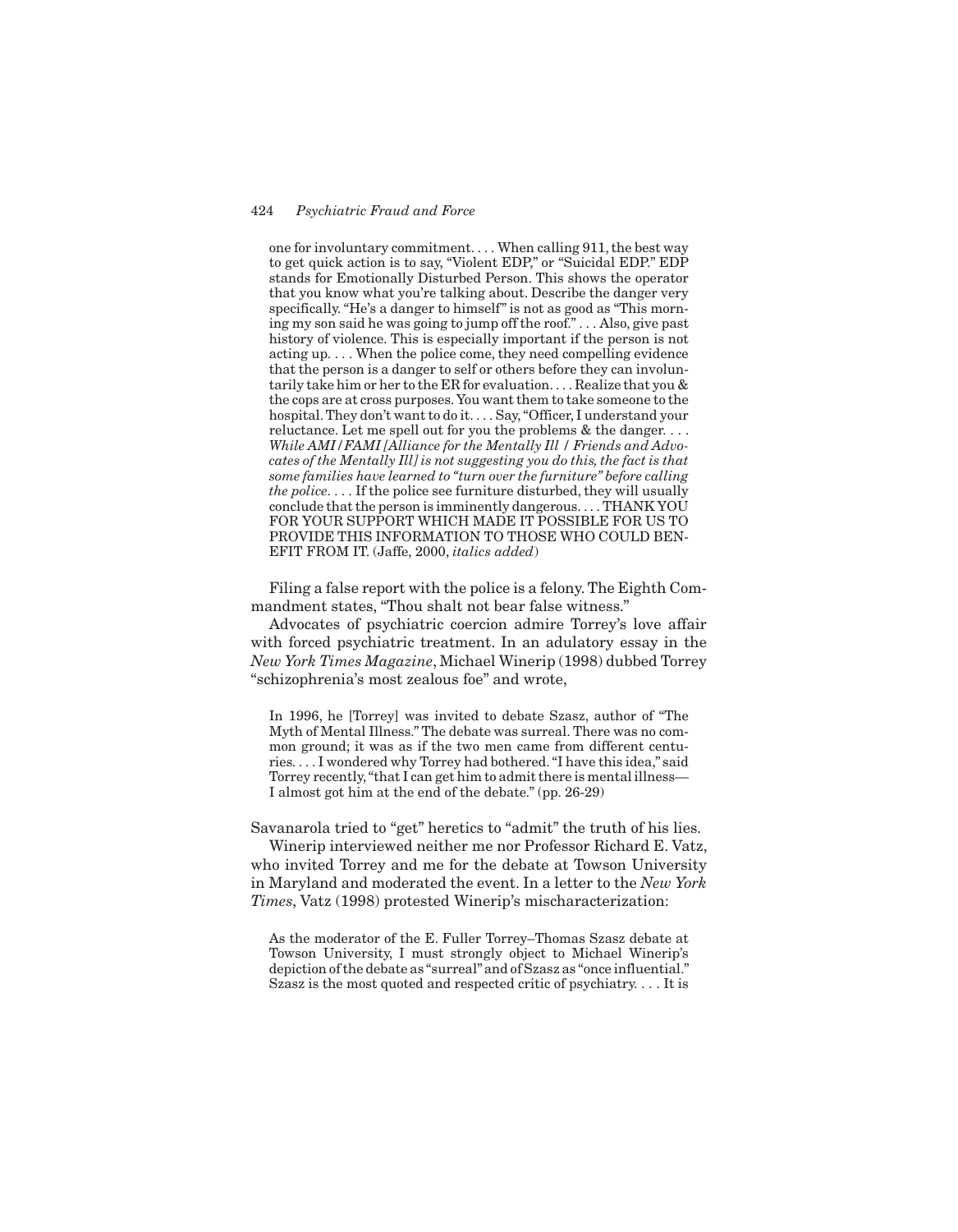> one for involuntary commitment. . . . When calling 911, the best way to get quick action is to say, "Violent EDP," or "Suicidal EDP." EDP stands for Emotionally Disturbed Person. This shows the operator that you know what you're talking about. Describe the danger very specifically. "He's a danger to himself" is not as good as "This morning my son said he was going to jump off the roof." . . . Also, give past history of violence. This is especially important if the person is not acting up. . . . When the police come, they need compelling evidence that the person is a danger to self or others before they can involuntarily take him or her to the ER for evaluation. . . . Realize that you & the cops are at cross purposes. You want them to take someone to the hospital. They don't want to do it. . . . Say, "Officer, I understand your reluctance. Let me spell out for you the problems & the danger. . . . *While AMI/FAMI [Alliance for the Mentally Ill / Friends and Advocates of the Mentally Ill] is not suggesting you do this, the fact is that some families have learned to "turn over the furniture" before calling the police*. . . . If the police see furniture disturbed, they will usually conclude that the person is imminently dangerous. . . . THANK YOU FOR YOUR SUPPORT WHICH MADE IT POSSIBLE FOR US TO PROVIDE THIS INFORMATION TO THOSE WHO COULD BENEFIT FROM IT. (Jaffe, 2000, *italics added*)

Filing a false report with the police is a felony. The Eighth Commandment states, "Thou shalt not bear false witness."

Advocates of psychiatric coercion admire Torrey's love affair with forced psychiatric treatment. In an adulatory essay in the *New York Times Magazine*, Michael Winerip (1998) dubbed Torrey "schizophrenia's most zealous foe" and wrote,

> In 1996, he [Torrey] was invited to debate Szasz, author of "The Myth of Mental Illness." The debate was surreal. There was no common ground; it was as if the two men came from different centuries. . . . I wondered why Torrey had bothered. "I have this idea," said Torrey recently, "that I can get him to admit there is mental illness—I almost got him at the end of the debate." (pp. 26-29)

Savanarola tried to "get" heretics to "admit" the truth of his lies.

Winerip interviewed neither me nor Professor Richard E. Vatz, who invited Torrey and me for the debate at Towson University in Maryland and moderated the event. In a letter to the *New York Times*, Vatz (1998) protested Winerip's mischaracterization:

> As the moderator of the E. Fuller Torrey–Thomas Szasz debate at Towson University, I must strongly object to Michael Winerip's depiction of the debate as "surreal" and of Szasz as "once influential." Szasz is the most quoted and respected critic of psychiatry. . . . It is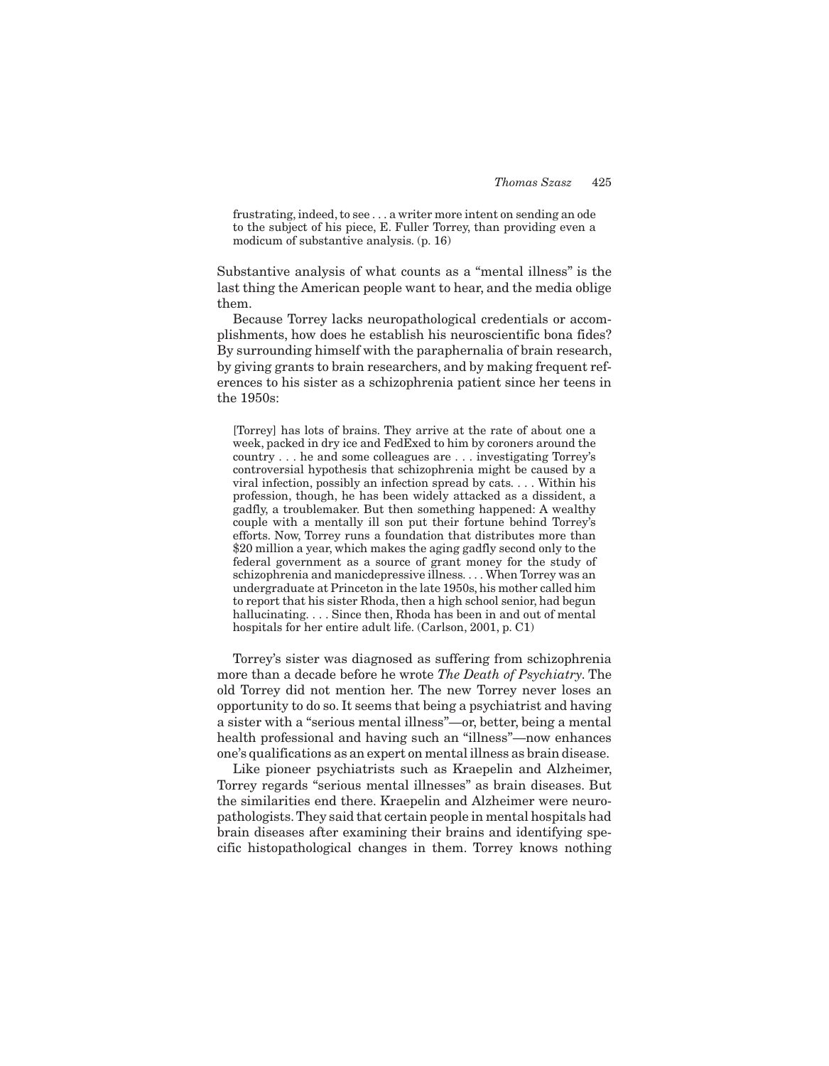> frustrating, indeed, to see . . . a writer more intent on sending an ode to the subject of his piece, E. Fuller Torrey, than providing even a modicum of substantive analysis. (p. 16)

Substantive analysis of what counts as a "mental illness" is the last thing the American people want to hear, and the media oblige them.

Because Torrey lacks neuropathological credentials or accomplishments, how does he establish his neuroscientific bona fides? By surrounding himself with the paraphernalia of brain research, by giving grants to brain researchers, and by making frequent references to his sister as a schizophrenia patient since her teens in the 1950s:

> [Torrey] has lots of brains. They arrive at the rate of about one a week, packed in dry ice and FedExed to him by coroners around the country . . . he and some colleagues are . . . investigating Torrey's controversial hypothesis that schizophrenia might be caused by a viral infection, possibly an infection spread by cats. . . . Within his profession, though, he has been widely attacked as a dissident, a gadfly, a troublemaker. But then something happened: A wealthy couple with a mentally ill son put their fortune behind Torrey's efforts. Now, Torrey runs a foundation that distributes more than \$20 million a year, which makes the aging gadfly second only to the federal government as a source of grant money for the study of schizophrenia and manicdepressive illness. . . . When Torrey was an undergraduate at Princeton in the late 1950s, his mother called him to report that his sister Rhoda, then a high school senior, had begun hallucinating. . . . Since then, Rhoda has been in and out of mental hospitals for her entire adult life. (Carlson, 2001, p. C1)

Torrey's sister was diagnosed as suffering from schizophrenia more than a decade before he wrote *The Death of Psychiatry*. The old Torrey did not mention her. The new Torrey never loses an opportunity to do so. It seems that being a psychiatrist and having a sister with a "serious mental illness"—or, better, being a mental health professional and having such an "illness"—now enhances one's qualifications as an expert on mental illness as brain disease.

Like pioneer psychiatrists such as Kraepelin and Alzheimer, Torrey regards "serious mental illnesses" as brain diseases. But the similarities end there. Kraepelin and Alzheimer were neuropathologists. They said that certain people in mental hospitals had brain diseases after examining their brains and identifying specific histopathological changes in them. Torrey knows nothing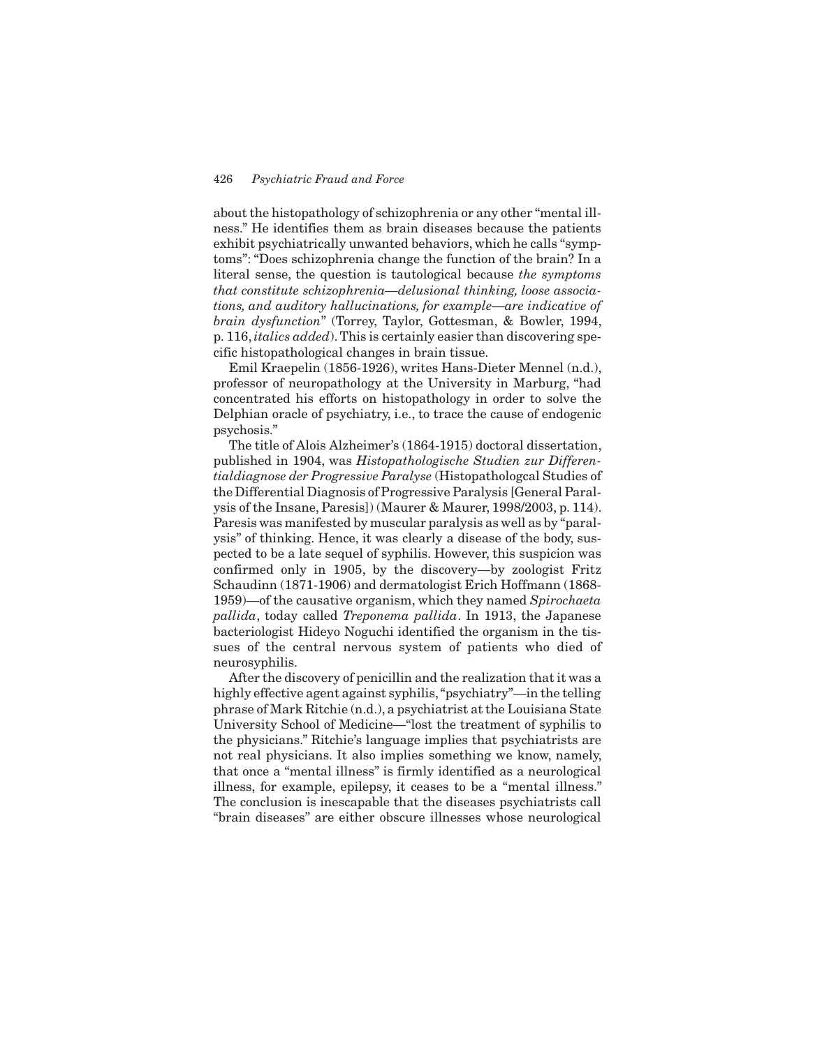about the histopathology of schizophrenia or any other "mental illness." He identifies them as brain diseases because the patients exhibit psychiatrically unwanted behaviors, which he calls "symptoms": "Does schizophrenia change the function of the brain? In a literal sense, the question is tautological because *the symptoms that constitute schizophrenia—delusional thinking, loose associations, and auditory hallucinations, for example—are indicative of brain dysfunction*" (Torrey, Taylor, Gottesman, & Bowler, 1994, p. 116, *italics added*). This is certainly easier than discovering specific histopathological changes in brain tissue.

Emil Kraepelin (1856-1926), writes Hans-Dieter Mennel (n.d.), professor of neuropathology at the University in Marburg, "had concentrated his efforts on histopathology in order to solve the Delphian oracle of psychiatry, i.e., to trace the cause of endogenic psychosis."

The title of Alois Alzheimer's (1864-1915) doctoral dissertation, published in 1904, was *Histopathologische Studien zur Differentialdiagnose der Progressive Paralyse* (Histopathologcal Studies of the Differential Diagnosis of Progressive Paralysis [General Paralysis of the Insane, Paresis]) (Maurer & Maurer, 1998/2003, p. 114). Paresis was manifested by muscular paralysis as well as by "paralysis" of thinking. Hence, it was clearly a disease of the body, suspected to be a late sequel of syphilis. However, this suspicion was confirmed only in 1905, by the discovery—by zoologist Fritz Schaudinn (1871-1906) and dermatologist Erich Hoffmann (1868-1959)—of the causative organism, which they named *Spirochaeta pallida*, today called *Treponema pallida*. In 1913, the Japanese bacteriologist Hideyo Noguchi identified the organism in the tissues of the central nervous system of patients who died of neurosyphilis.

After the discovery of penicillin and the realization that it was a highly effective agent against syphilis, "psychiatry"—in the telling phrase of Mark Ritchie (n.d.), a psychiatrist at the Louisiana State University School of Medicine—"lost the treatment of syphilis to the physicians." Ritchie's language implies that psychiatrists are not real physicians. It also implies something we know, namely, that once a "mental illness" is firmly identified as a neurological illness, for example, epilepsy, it ceases to be a "mental illness." The conclusion is inescapable that the diseases psychiatrists call "brain diseases" are either obscure illnesses whose neurological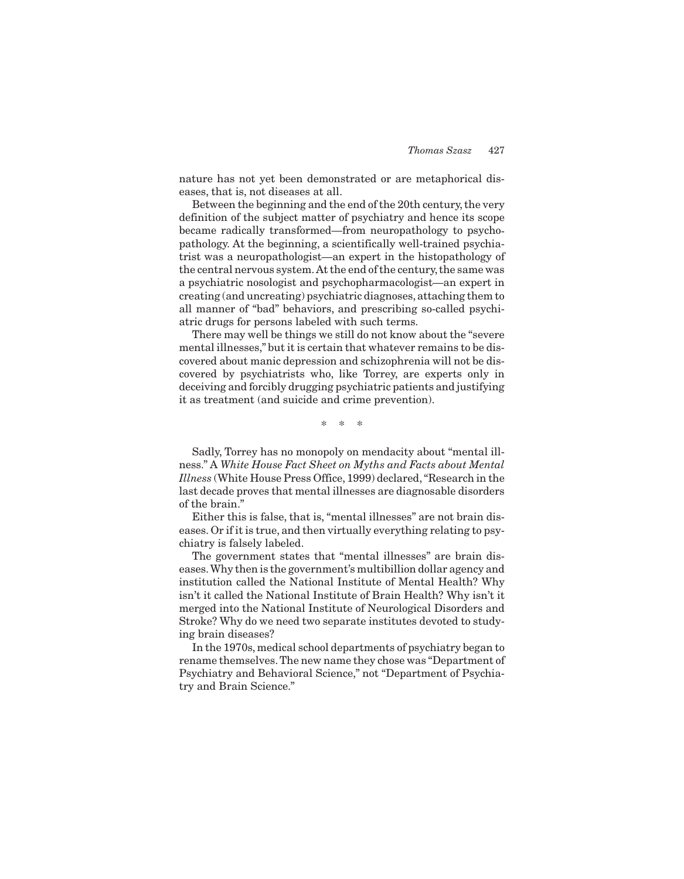nature has not yet been demonstrated or are metaphorical diseases, that is, not diseases at all.

Between the beginning and the end of the 20th century, the very definition of the subject matter of psychiatry and hence its scope became radically transformed—from neuropathology to psychopathology. At the beginning, a scientifically well-trained psychiatrist was a neuropathologist—an expert in the histopathology of the central nervous system. At the end of the century, the same was a psychiatric nosologist and psychopharmacologist—an expert in creating (and uncreating) psychiatric diagnoses, attaching them to all manner of "bad" behaviors, and prescribing so-called psychiatric drugs for persons labeled with such terms.

There may well be things we still do not know about the "severe mental illnesses," but it is certain that whatever remains to be discovered about manic depression and schizophrenia will not be discovered by psychiatrists who, like Torrey, are experts only in deceiving and forcibly drugging psychiatric patients and justifying it as treatment (and suicide and crime prevention).

\* \* \*

Sadly, Torrey has no monopoly on mendacity about "mental illness." A *White House Fact Sheet on Myths and Facts about Mental Illness* (White House Press Office, 1999) declared, "Research in the last decade proves that mental illnesses are diagnosable disorders of the brain."

Either this is false, that is, "mental illnesses" are not brain diseases. Or if it is true, and then virtually everything relating to psychiatry is falsely labeled.

The government states that "mental illnesses" are brain diseases. Why then is the government's multibillion dollar agency and institution called the National Institute of Mental Health? Why isn't it called the National Institute of Brain Health? Why isn't it merged into the National Institute of Neurological Disorders and Stroke? Why do we need two separate institutes devoted to studying brain diseases?

In the 1970s, medical school departments of psychiatry began to rename themselves. The new name they chose was "Department of Psychiatry and Behavioral Science," not "Department of Psychiatry and Brain Science."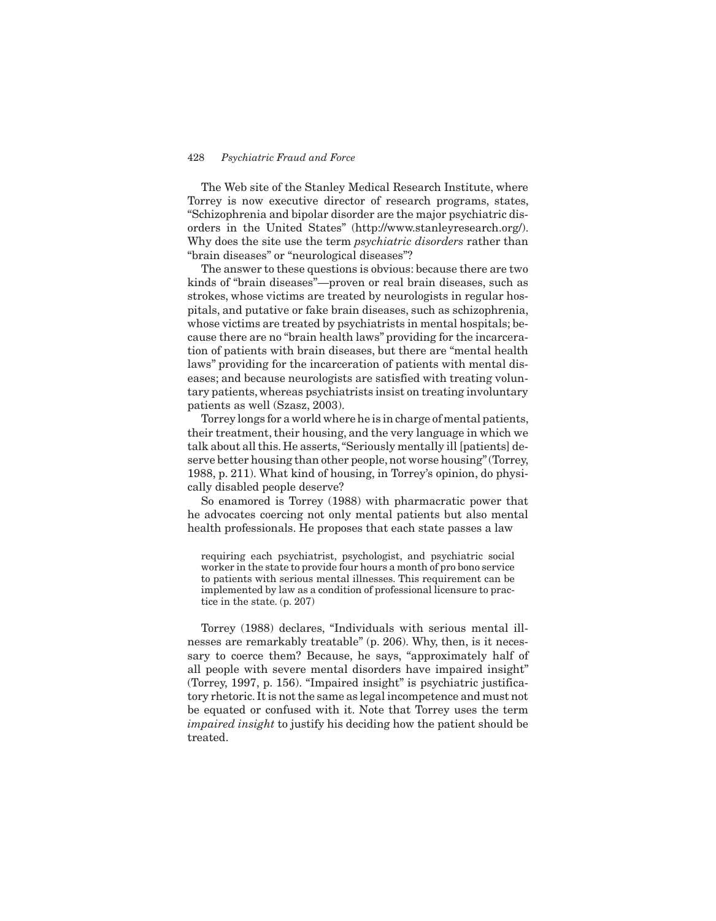The Web site of the Stanley Medical Research Institute, where Torrey is now executive director of research programs, states, "Schizophrenia and bipolar disorder are the major psychiatric disorders in the United States" (http://www.stanleyresearch.org/). Why does the site use the term *psychiatric disorders* rather than "brain diseases" or "neurological diseases"?

The answer to these questions is obvious: because there are two kinds of "brain diseases"—proven or real brain diseases, such as strokes, whose victims are treated by neurologists in regular hospitals, and putative or fake brain diseases, such as schizophrenia, whose victims are treated by psychiatrists in mental hospitals; because there are no "brain health laws" providing for the incarceration of patients with brain diseases, but there are "mental health laws" providing for the incarceration of patients with mental diseases; and because neurologists are satisfied with treating voluntary patients, whereas psychiatrists insist on treating involuntary patients as well (Szasz, 2003).

Torrey longs for a world where he is in charge of mental patients, their treatment, their housing, and the very language in which we talk about all this. He asserts, "Seriously mentally ill [patients] deserve better housing than other people, not worse housing" (Torrey, 1988, p. 211). What kind of housing, in Torrey's opinion, do physically disabled people deserve?

So enamored is Torrey (1988) with pharmacratic power that he advocates coercing not only mental patients but also mental health professionals. He proposes that each state passes a law

> requiring each psychiatrist, psychologist, and psychiatric social worker in the state to provide four hours a month of pro bono service to patients with serious mental illnesses. This requirement can be implemented by law as a condition of professional licensure to practice in the state. (p. 207)

Torrey (1988) declares, "Individuals with serious mental illnesses are remarkably treatable" (p. 206). Why, then, is it necessary to coerce them? Because, he says, "approximately half of all people with severe mental disorders have impaired insight" (Torrey, 1997, p. 156). "Impaired insight" is psychiatric justificatory rhetoric. It is not the same as legal incompetence and must not be equated or confused with it. Note that Torrey uses the term *impaired insight* to justify his deciding how the patient should be treated.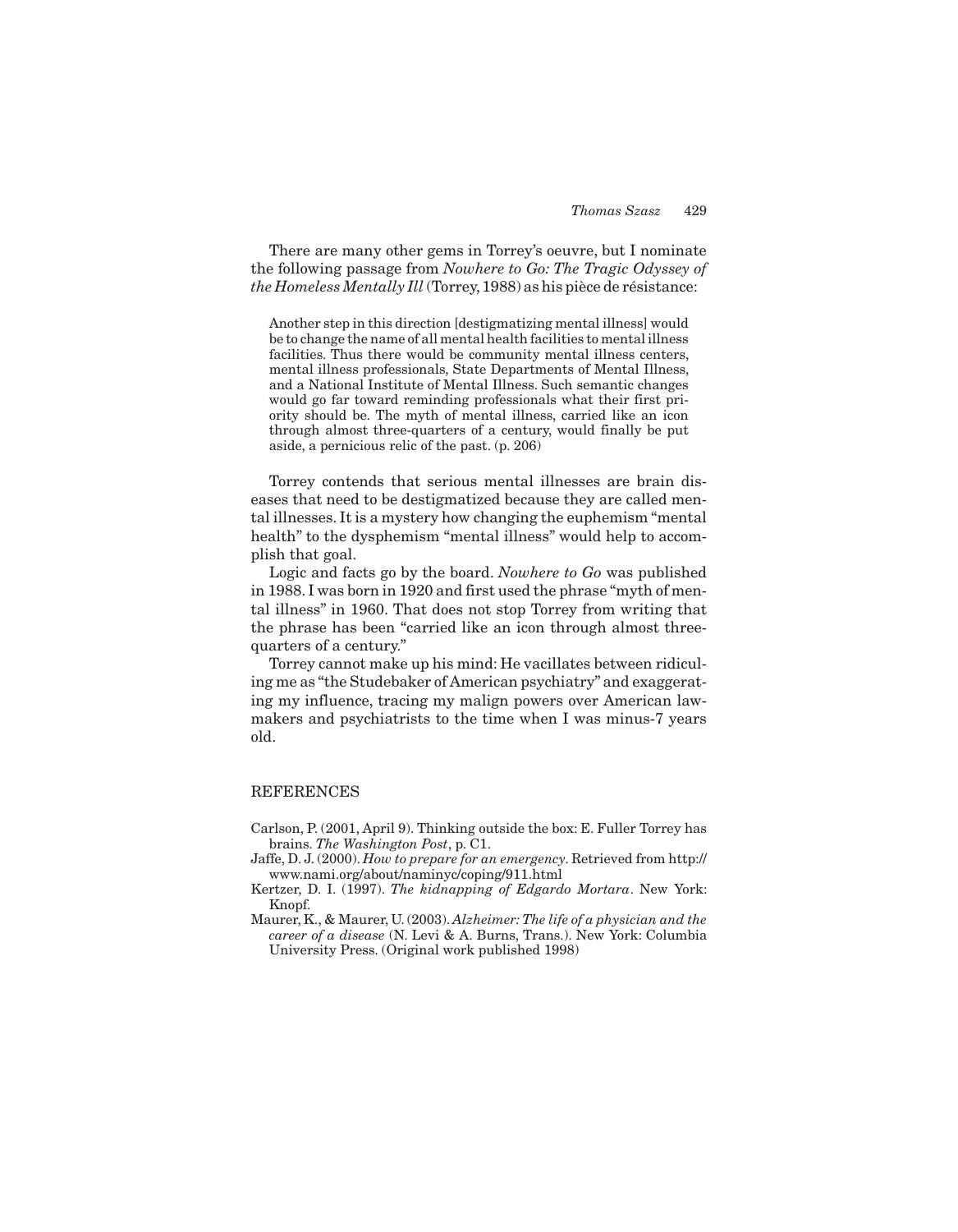There are many other gems in Torrey's oeuvre, but I nominate the following passage from *Nowhere to Go: The Tragic Odyssey of the Homeless Mentally Ill* (Torrey, 1988) as his pièce de résistance:

> Another step in this direction [destigmatizing mental illness] would be to change the name of all mental health facilities to mental illness facilities. Thus there would be community mental illness centers, mental illness professionals, State Departments of Mental Illness, and a National Institute of Mental Illness. Such semantic changes would go far toward reminding professionals what their first priority should be. The myth of mental illness, carried like an icon through almost three-quarters of a century, would finally be put aside, a pernicious relic of the past. (p. 206)

Torrey contends that serious mental illnesses are brain diseases that need to be destigmatized because they are called mental illnesses. It is a mystery how changing the euphemism "mental health" to the dysphemism "mental illness" would help to accomplish that goal.

Logic and facts go by the board. *Nowhere to Go* was published in 1988. I was born in 1920 and first used the phrase "myth of mental illness" in 1960. That does not stop Torrey from writing that the phrase has been "carried like an icon through almost three-quarters of a century."

Torrey cannot make up his mind: He vacillates between ridiculing me as "the Studebaker of American psychiatry" and exaggerating my influence, tracing my malign powers over American lawmakers and psychiatrists to the time when I was minus-7 years old.

## REFERENCES

Carlson, P. (2001, April 9). Thinking outside the box: E. Fuller Torrey has brains. *The Washington Post*, p. C1.

Jaffe, D. J. (2000). *How to prepare for an emergency*. Retrieved from http://www.nami.org/about/naminyc/coping/911.html

Kertzer, D. I. (1997). *The kidnapping of Edgardo Mortara*. New York: Knopf.

Maurer, K., & Maurer, U. (2003). *Alzheimer: The life of a physician and the career of a disease* (N. Levi & A. Burns, Trans.). New York: Columbia University Press. (Original work published 1998)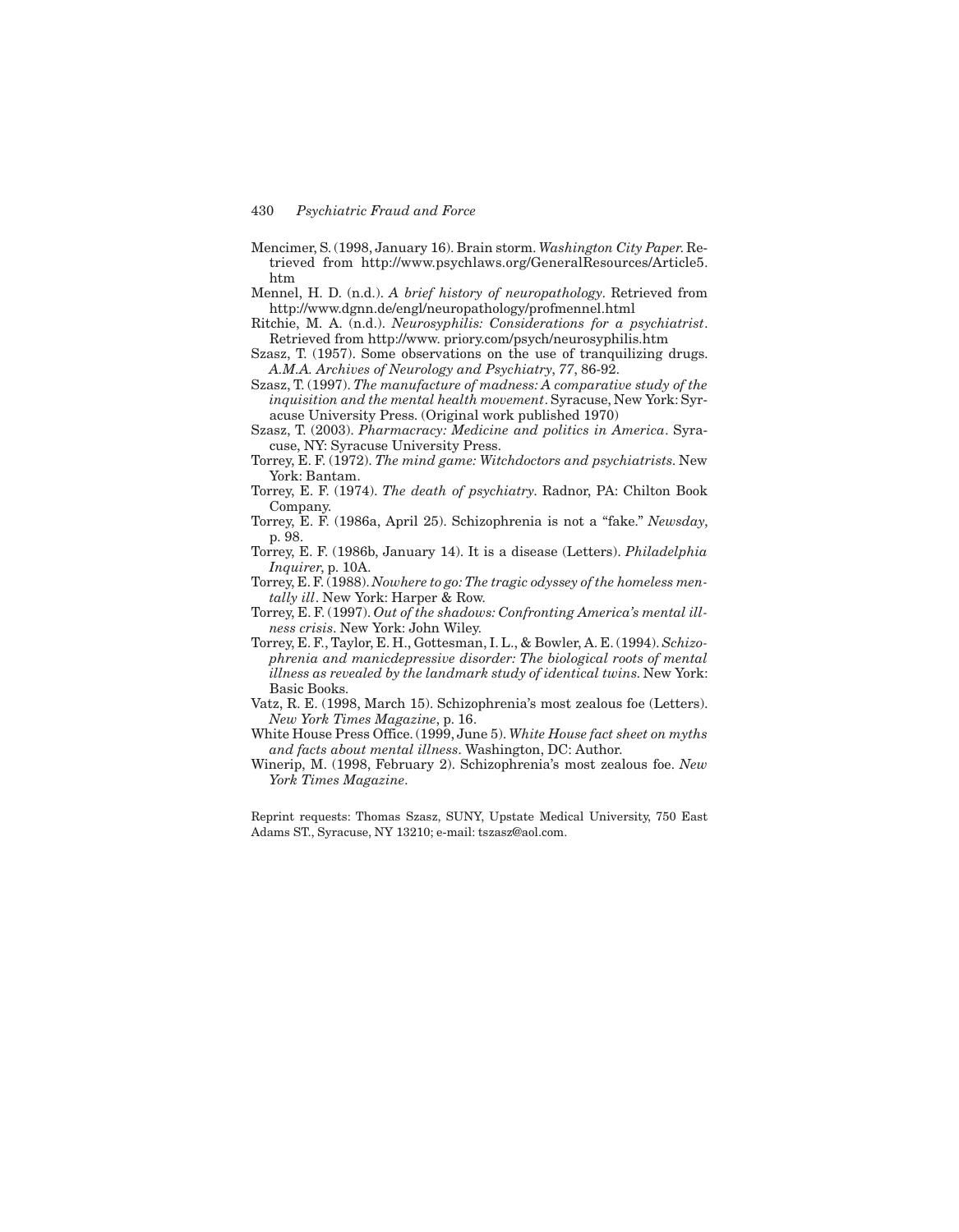Mencimer, S. (1998, January 16). Brain storm. *Washington City Paper.* Retrieved from http://www.psychlaws.org/GeneralResources/Article5.htm

Mennel, H. D. (n.d.). *A brief history of neuropathology*. Retrieved from http://www.dgnn.de/engl/neuropathology/profmennel.html

Ritchie, M. A. (n.d.). *Neurosyphilis: Considerations for a psychiatrist*. Retrieved from http://www. priory.com/psych/neurosyphilis.htm

Szasz, T. (1957). Some observations on the use of tranquilizing drugs. *A.M.A. Archives of Neurology and Psychiatry*, *77*, 86-92.

Szasz, T. (1997). *The manufacture of madness: A comparative study of the inquisition and the mental health movement*. Syracuse, New York: Syracuse University Press. (Original work published 1970)

Szasz, T. (2003). *Pharmacracy: Medicine and politics in America*. Syracuse, NY: Syracuse University Press.

Torrey, E. F. (1972). *The mind game: Witchdoctors and psychiatrists*. New York: Bantam.

Torrey, E. F. (1974). *The death of psychiatry*. Radnor, PA: Chilton Book Company.

Torrey, E. F. (1986a, April 25). Schizophrenia is not a "fake." *Newsday*, p. 98.

Torrey, E. F. (1986b, January 14). It is a disease (Letters). *Philadelphia Inquirer*, p. 10A.

Torrey, E. F. (1988). *Nowhere to go: The tragic odyssey of the homeless mentally ill*. New York: Harper & Row.

Torrey, E. F. (1997). *Out of the shadows: Confronting America's mental illness crisis*. New York: John Wiley.

Torrey, E. F., Taylor, E. H., Gottesman, I. L., & Bowler, A. E. (1994). *Schizophrenia and manicdepressive disorder: The biological roots of mental illness as revealed by the landmark study of identical twins*. New York: Basic Books.

Vatz, R. E. (1998, March 15). Schizophrenia's most zealous foe (Letters). *New York Times Magazine*, p. 16.

White House Press Office. (1999, June 5). *White House fact sheet on myths and facts about mental illness*. Washington, DC: Author.

Winerip, M. (1998, February 2). Schizophrenia's most zealous foe. *New York Times Magazine*.

Reprint requests: Thomas Szasz, SUNY, Upstate Medical University, 750 East Adams ST., Syracuse, NY 13210; e-mail: tszasz@aol.com.